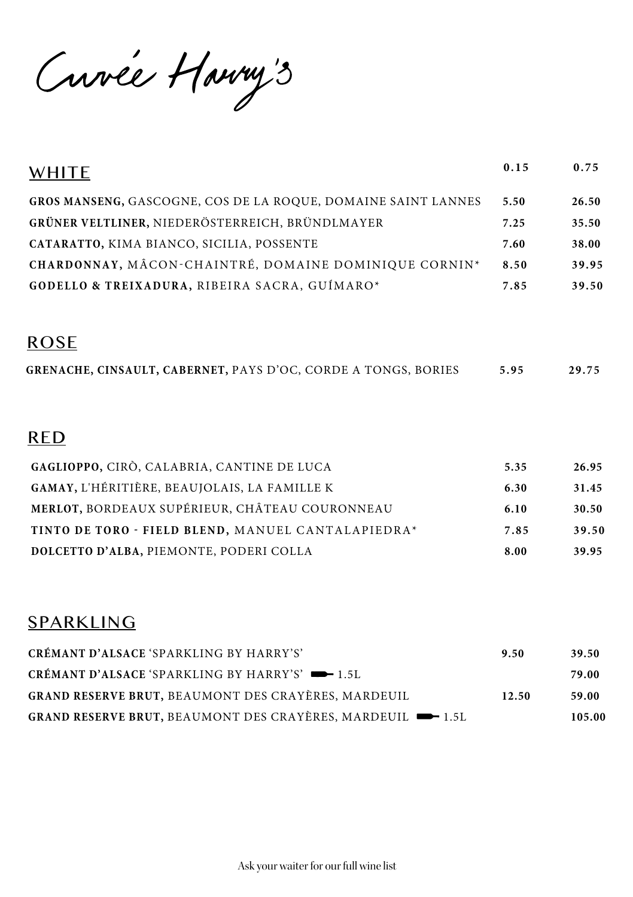# Cuvée Harry's

## WHITE

| WHITE | 0.15 | 0.75 |
|---|---|---|
| **GROS MANSENG,** GASCOGNE, COS DE LA ROQUE, DOMAINE SAINT LANNES | 5.50 | 26.50 |
| **GRÜNER VELTLINER,** NIEDERÖSTERREICH, BRÜNDLMAYER | 7.25 | 35.50 |
| **CATARATTO,** KIMA BIANCO, SICILIA, POSSENTE | 7.60 | 38.00 |
| **CHARDONNAY,** MÂCON-CHAINTRÉ, DOMAINE DOMINIQUE CORNIN* | 8.50 | 39.95 |
| **GODELLO & TREIXADURA,** RIBEIRA SACRA, GUÍMARO* | 7.85 | 39.50 |

## ROSE

| ROSE | 0.15 | 0.75 |
|---|---|---|
| **GRENACHE, CINSAULT, CABERNET,** PAYS D'OC, CORDE A TONGS, BORIES | 5.95 | 29.75 |

## RED

| RED | 0.15 | 0.75 |
|---|---|---|
| **GAGLIOPPO,** CIRÒ, CALABRIA, CANTINE DE LUCA | 5.35 | 26.95 |
| **GAMAY,** L'HÉRITIÈRE, BEAUJOLAIS, LA FAMILLE K | 6.30 | 31.45 |
| **MERLOT,** BORDEAUX SUPÉRIEUR, CHÂTEAU COURONNEAU | 6.10 | 30.50 |
| **TINTO DE TORO - FIELD BLEND,** MANUEL CANTALAPIEDRA* | 7.85 | 39.50 |
| **DOLCETTO D'ALBA,** PIEMONTE, PODERI COLLA | 8.00 | 39.95 |

## SPARKLING

| SPARKLING | 0.15 | 0.75 |
|---|---|---|
| **CRÉMANT D'ALSACE** 'SPARKLING BY HARRY'S' | 9.50 | 39.50 |
| **CRÉMANT D'ALSACE** 'SPARKLING BY HARRY'S' 1.5L | | 79.00 |
| **GRAND RESERVE BRUT,** BEAUMONT DES CRAYÈRES, MARDEUIL | 12.50 | 59.00 |
| **GRAND RESERVE BRUT,** BEAUMONT DES CRAYÈRES, MARDEUIL 1.5L | | 105.00 |

Ask your waiter for our full wine list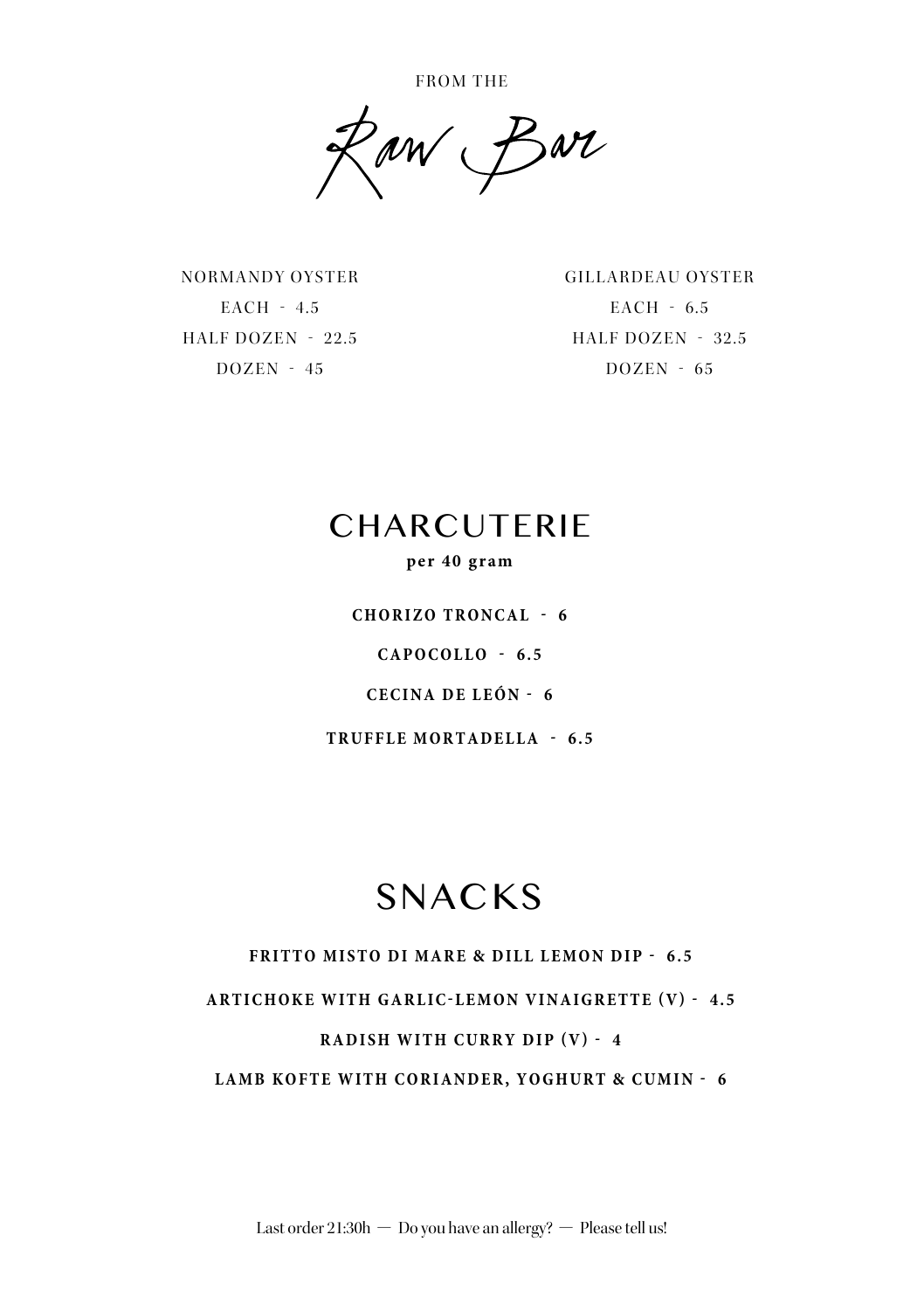FROM THE

# Raw Bar

NORMANDY OYSTER

EACH - 4.5

HALF DOZEN - 22.5

DOZEN - 45

GILLARDEAU OYSTER

EACH - 6.5

HALF DOZEN - 32.5

DOZEN - 65

# CHARCUTERIE

**per 40 gram**

**CHORIZO TRONCAL - 6**

**CAPOCOLLO - 6.5**

**CECINA DE LEÓN - 6**

**TRUFFLE MORTADELLA - 6.5**

# SNACKS

**FRITTO MISTO DI MARE & DILL LEMON DIP - 6.5**

**ARTICHOKE WITH GARLIC-LEMON VINAIGRETTE (V) - 4.5**

**RADISH WITH CURRY DIP (V) - 4**

**LAMB KOFTE WITH CORIANDER, YOGHURT & CUMIN - 6**

Last order 21:30h — Do you have an allergy? — Please tell us!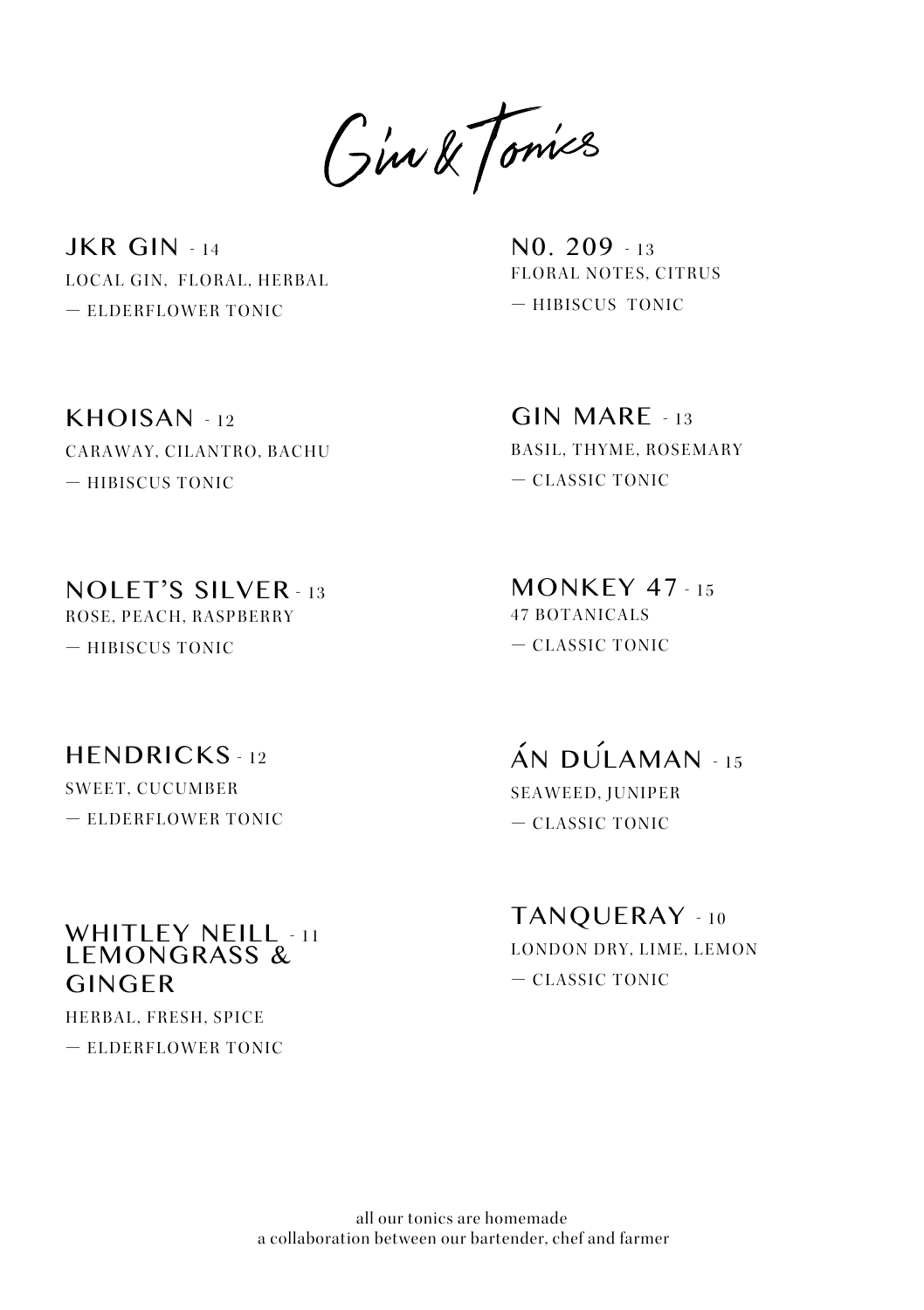# Gin & Tonics

**JKR GIN** - 14
LOCAL GIN, FLORAL, HERBAL
— ELDERFLOWER TONIC

**N0. 209** - 13
FLORAL NOTES, CITRUS
— HIBISCUS TONIC

**KHOISAN** - 12
CARAWAY, CILANTRO, BACHU
— HIBISCUS TONIC

**GIN MARE** - 13
BASIL, THYME, ROSEMARY
— CLASSIC TONIC

**NOLET'S SILVER** - 13
ROSE, PEACH, RASPBERRY
— HIBISCUS TONIC

**MONKEY 47** - 15
47 BOTANICALS
— CLASSIC TONIC

**HENDRICKS** - 12
SWEET, CUCUMBER
— ELDERFLOWER TONIC

**ÁN DÚLAMAN** - 15
SEAWEED, JUNIPER
— CLASSIC TONIC

**WHITLEY NEILL LEMONGRASS & GINGER** - 11
HERBAL, FRESH, SPICE
— ELDERFLOWER TONIC

**TANQUERAY** - 10
LONDON DRY, LIME, LEMON
— CLASSIC TONIC

all our tonics are homemade
a collaboration between our bartender, chef and farmer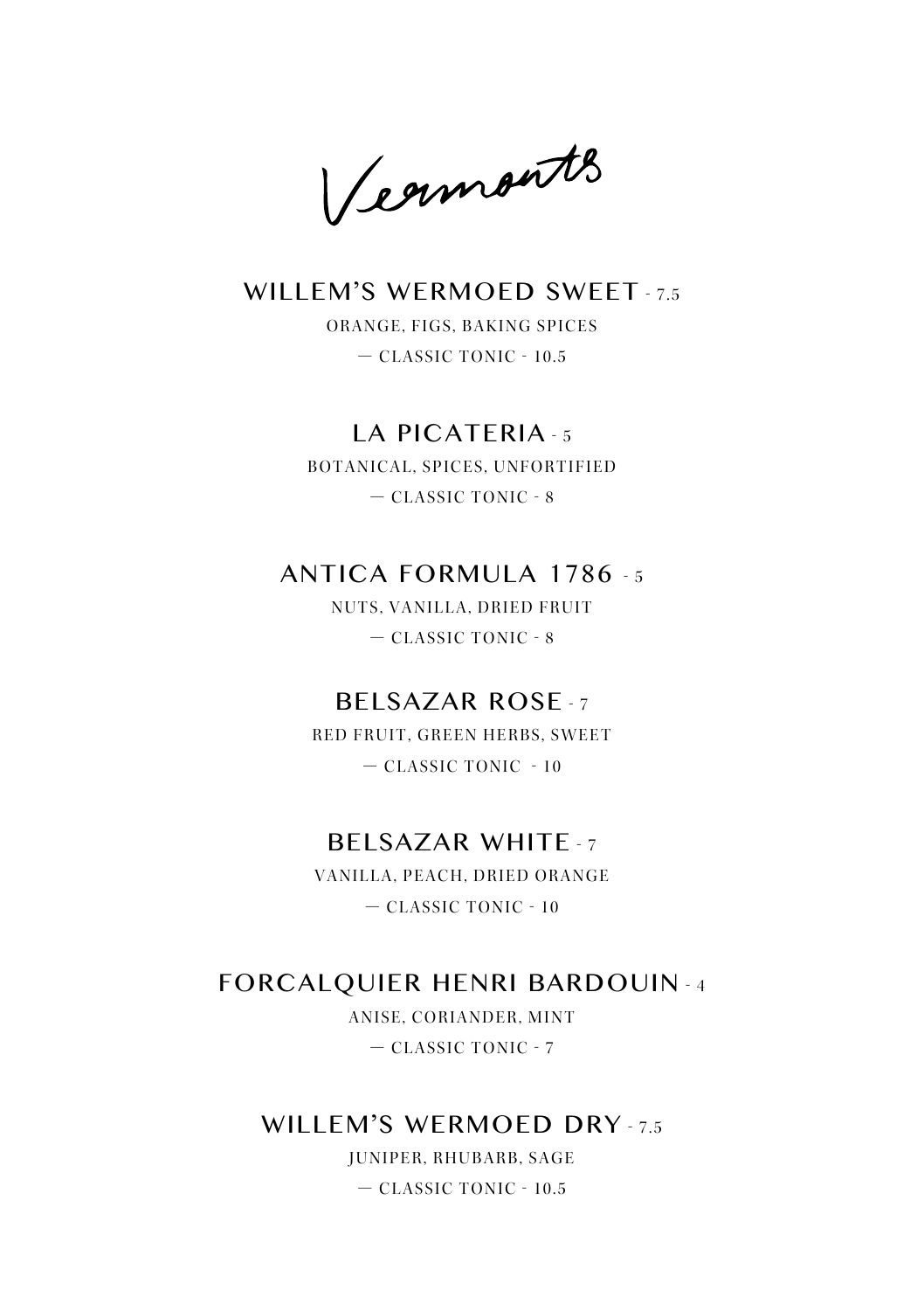# Vermouths

## WILLEM'S WERMOED SWEET - 7.5

ORANGE, FIGS, BAKING SPICES

— CLASSIC TONIC - 10.5

## LA PICATERIA - 5

BOTANICAL, SPICES, UNFORTIFIED

— CLASSIC TONIC - 8

## ANTICA FORMULA 1786 - 5

NUTS, VANILLA, DRIED FRUIT

— CLASSIC TONIC - 8

## BELSAZAR ROSE - 7

RED FRUIT, GREEN HERBS, SWEET

— CLASSIC TONIC - 10

## BELSAZAR WHITE - 7

VANILLA, PEACH, DRIED ORANGE

— CLASSIC TONIC - 10

## FORCALQUIER HENRI BARDOUIN - 4

ANISE, CORIANDER, MINT

— CLASSIC TONIC - 7

## WILLEM'S WERMOED DRY - 7.5

JUNIPER, RHUBARB, SAGE

— CLASSIC TONIC - 10.5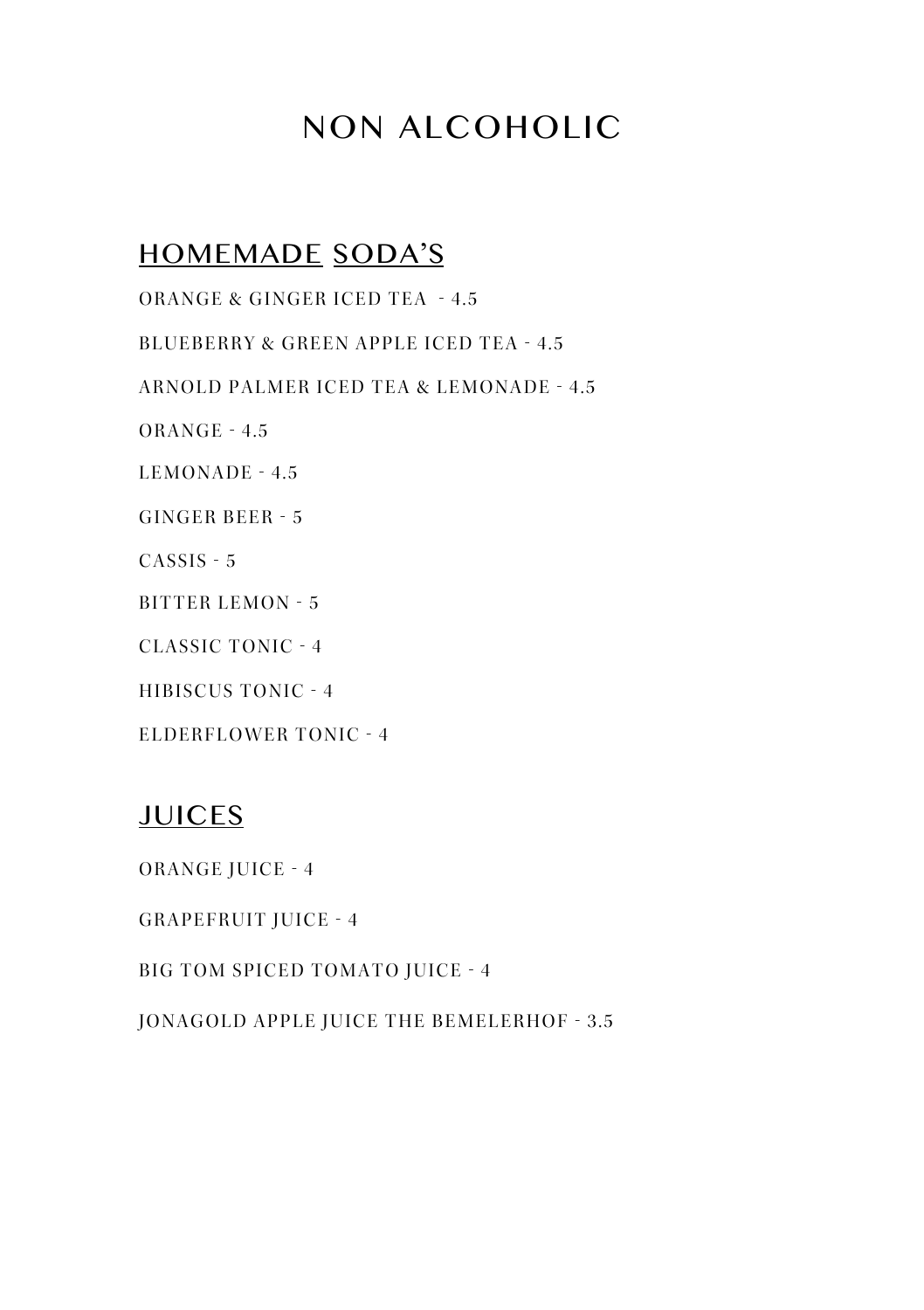# NON ALCOHOLIC

## HOMEMADE SODA'S

ORANGE & GINGER ICED TEA - 4.5

BLUEBERRY & GREEN APPLE ICED TEA - 4.5

ARNOLD PALMER ICED TEA & LEMONADE - 4.5

ORANGE - 4.5

LEMONADE - 4.5

GINGER BEER - 5

CASSIS - 5

BITTER LEMON - 5

CLASSIC TONIC - 4

HIBISCUS TONIC - 4

ELDERFLOWER TONIC - 4

## JUICES

ORANGE JUICE - 4

GRAPEFRUIT JUICE - 4

BIG TOM SPICED TOMATO JUICE - 4

JONAGOLD APPLE JUICE THE BEMELERHOF - 3.5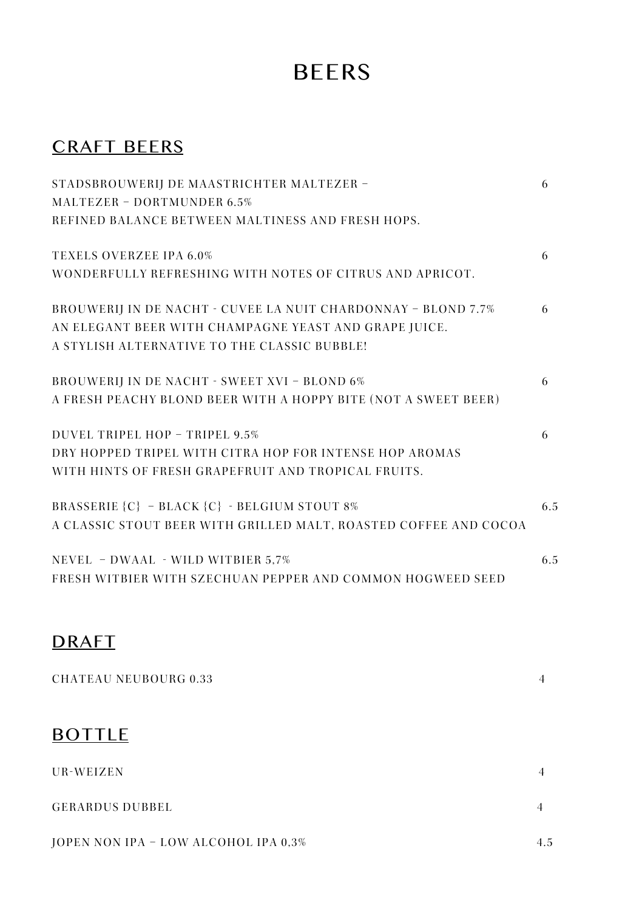# BEERS

## CRAFT BEERS

STADSBROUWERIJ DE MAASTRICHTER MALTEZER –
MALTEZER – DORTMUNDER 6.5% — 6
REFINED BALANCE BETWEEN MALTINESS AND FRESH HOPS.

TEXELS OVERZEE IPA 6.0% — 6
WONDERFULLY REFRESHING WITH NOTES OF CITRUS AND APRICOT.

BROUWERIJ IN DE NACHT - CUVEE LA NUIT CHARDONNAY – BLOND 7.7% — 6
AN ELEGANT BEER WITH CHAMPAGNE YEAST AND GRAPE JUICE.
A STYLISH ALTERNATIVE TO THE CLASSIC BUBBLE!

BROUWERIJ IN DE NACHT - SWEET XVI – BLOND 6% — 6
A FRESH PEACHY BLOND BEER WITH A HOPPY BITE (NOT A SWEET BEER)

DUVEL TRIPEL HOP – TRIPEL 9.5% — 6
DRY HOPPED TRIPEL WITH CITRA HOP FOR INTENSE HOP AROMAS
WITH HINTS OF FRESH GRAPEFRUIT AND TROPICAL FRUITS.

BRASSERIE {C} – BLACK {C} - BELGIUM STOUT 8% — 6.5
A CLASSIC STOUT BEER WITH GRILLED MALT, ROASTED COFFEE AND COCOA

NEVEL – DWAAL - WILD WITBIER 5,7% — 6.5
FRESH WITBIER WITH SZECHUAN PEPPER AND COMMON HOGWEED SEED

## DRAFT

CHATEAU NEUBOURG 0.33 — 4

## BOTTLE

UR-WEIZEN — 4

GERARDUS DUBBEL — 4

JOPEN NON IPA – LOW ALCOHOL IPA 0,3% — 4.5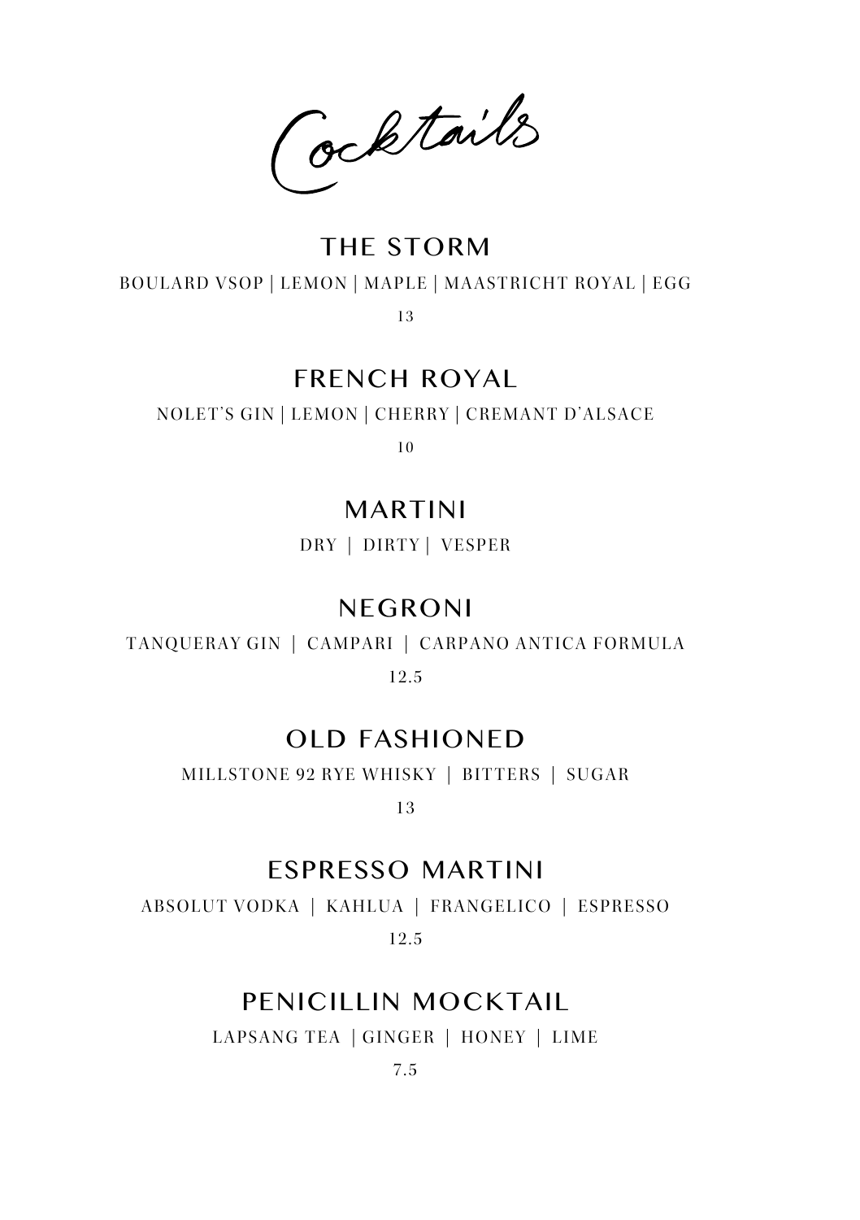# Cocktails

## THE STORM

BOULARD VSOP | LEMON | MAPLE | MAASTRICHT ROYAL | EGG

13

## FRENCH ROYAL

NOLET'S GIN | LEMON | CHERRY | CREMANT D'ALSACE

10

## MARTINI

DRY | DIRTY | VESPER

## NEGRONI

TANQUERAY GIN | CAMPARI | CARPANO ANTICA FORMULA

12.5

## OLD FASHIONED

MILLSTONE 92 RYE WHISKY | BITTERS | SUGAR

13

## ESPRESSO MARTINI

ABSOLUT VODKA | KAHLUA | FRANGELICO | ESPRESSO

12.5

## PENICILLIN MOCKTAIL

LAPSANG TEA | GINGER | HONEY | LIME

7.5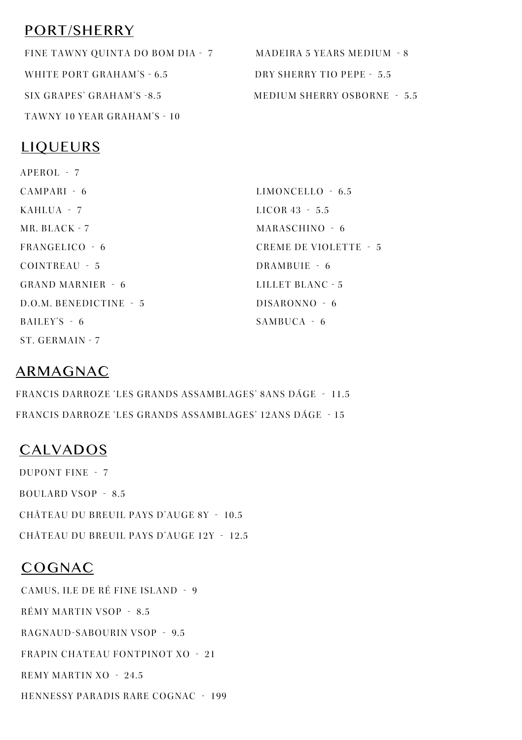## PORT/SHERRY

FINE TAWNY QUINTA DO BOM DIA - 7

WHITE PORT GRAHAM'S - 6.5

SIX GRAPES' GRAHAM'S -8.5

TAWNY 10 YEAR GRAHAM'S - 10

MADEIRA 5 YEARS MEDIUM - 8

DRY SHERRY TIO PEPE - 5.5

MEDIUM SHERRY OSBORNE - 5.5

## LIQUEURS

APEROL - 7

CAMPARI - 6

KAHLUA - 7

MR. BLACK - 7

FRANGELICO - 6

COINTREAU - 5

GRAND MARNIER - 6

D.O.M. BENEDICTINE - 5

BAILEY'S - 6

ST. GERMAIN - 7

LIMONCELLO - 6.5

LICOR 43 - 5.5

MARASCHINO - 6

CREME DE VIOLETTE - 5

DRAMBUIE - 6

LILLET BLANC - 5

DISARONNO - 6

SAMBUCA - 6

## ARMAGNAC

FRANCIS DARROZE 'LES GRANDS ASSAMBLAGES' 8ANS DÁGE - 11.5

FRANCIS DARROZE 'LES GRANDS ASSAMBLAGES' 12ANS DÁGE - 15

## CALVADOS

DUPONT FINE - 7

BOULARD VSOP - 8.5

CHÂTEAU DU BREUIL PAYS D'AUGE 8Y - 10.5

CHÂTEAU DU BREUIL PAYS D'AUGE 12Y - 12.5

## COGNAC

CAMUS, ILE DE RÉ FINE ISLAND - 9

RÉMY MARTIN VSOP - 8.5

RAGNAUD-SABOURIN VSOP - 9.5

FRAPIN CHATEAU FONTPINOT XO - 21

REMY MARTIN XO - 24.5

HENNESSY PARADIS RARE COGNAC - 199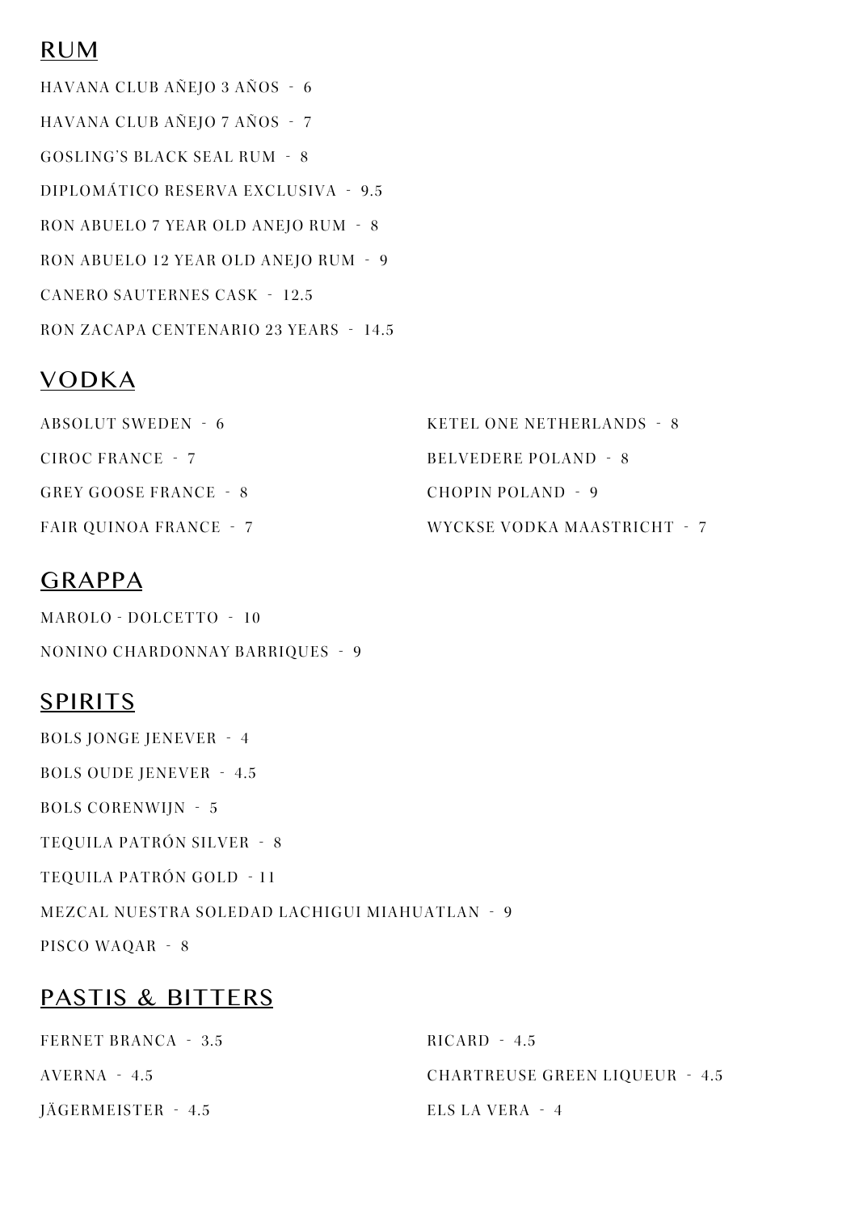## RUM

HAVANA CLUB AÑEJO 3 AÑOS - 6

HAVANA CLUB AÑEJO 7 AÑOS - 7

GOSLING'S BLACK SEAL RUM - 8

DIPLOMÁTICO RESERVA EXCLUSIVA - 9.5

RON ABUELO 7 YEAR OLD ANEJO RUM - 8

RON ABUELO 12 YEAR OLD ANEJO RUM - 9

CANERO SAUTERNES CASK - 12.5

RON ZACAPA CENTENARIO 23 YEARS - 14.5

## VODKA

ABSOLUT SWEDEN - 6

CIROC FRANCE - 7

GREY GOOSE FRANCE - 8

FAIR QUINOA FRANCE - 7

KETEL ONE NETHERLANDS - 8

BELVEDERE POLAND - 8

CHOPIN POLAND - 9

WYCKSE VODKA MAASTRICHT - 7

## GRAPPA

MAROLO - DOLCETTO - 10

NONINO CHARDONNAY BARRIQUES - 9

## SPIRITS

BOLS JONGE JENEVER - 4

BOLS OUDE JENEVER - 4.5

BOLS CORENWIJN - 5

TEQUILA PATRÓN SILVER - 8

TEQUILA PATRÓN GOLD - 11

MEZCAL NUESTRA SOLEDAD LACHIGUI MIAHUATLAN - 9

PISCO WAQAR - 8

## PASTIS & BITTERS

FERNET BRANCA - 3.5

AVERNA - 4.5

JÄGERMEISTER - 4.5

RICARD - 4.5

CHARTREUSE GREEN LIQUEUR - 4.5

ELS LA VERA - 4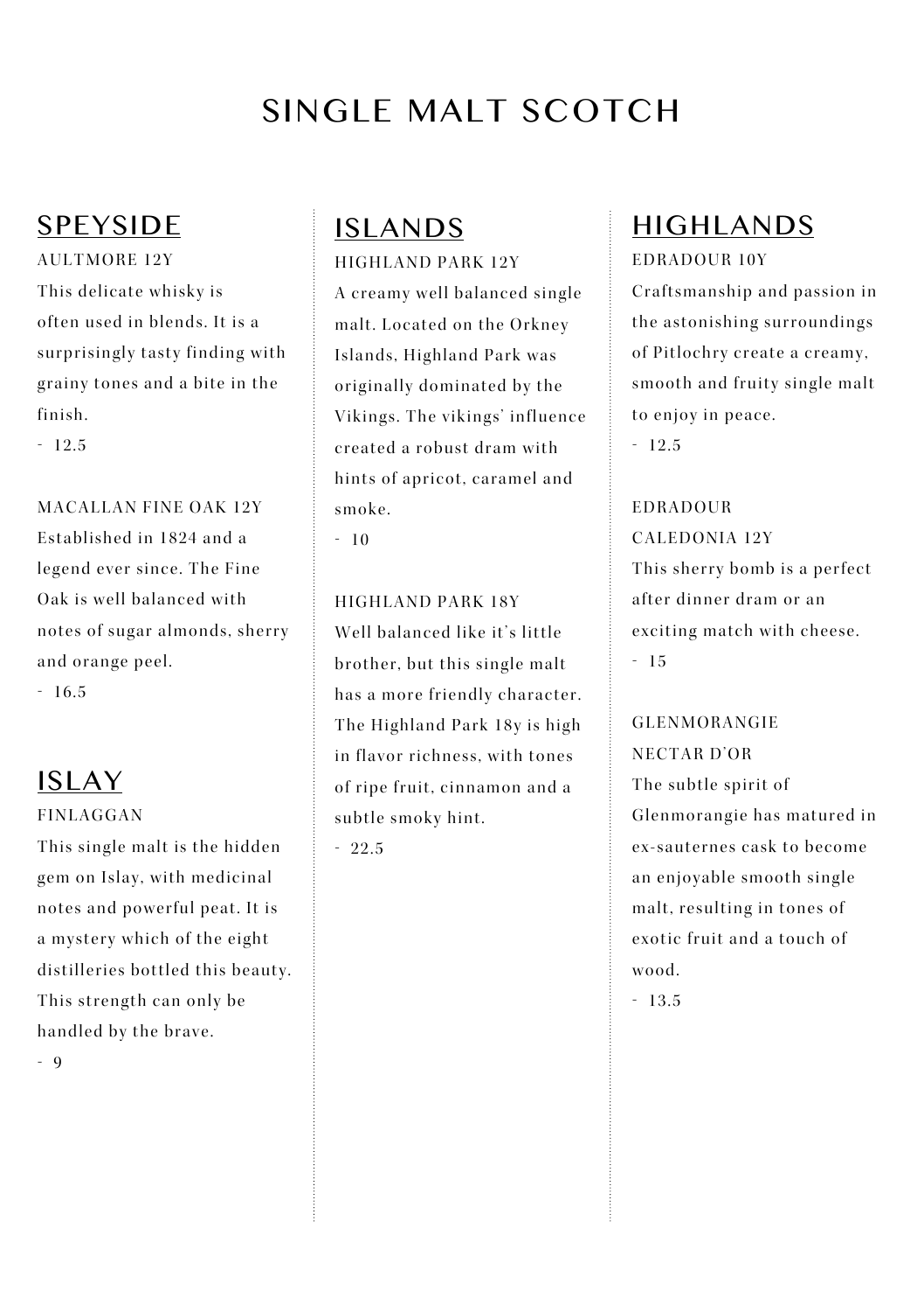# SINGLE MALT SCOTCH

## SPEYSIDE

AULTMORE 12Y

This delicate whisky is often used in blends. It is a surprisingly tasty finding with grainy tones and a bite in the finish.

- 12.5

MACALLAN FINE OAK 12Y

Established in 1824 and a legend ever since. The Fine Oak is well balanced with notes of sugar almonds, sherry and orange peel.

- 16.5

## ISLAY

FINLAGGAN

This single malt is the hidden gem on Islay, with medicinal notes and powerful peat. It is a mystery which of the eight distilleries bottled this beauty. This strength can only be handled by the brave.

- 9

## ISLANDS

HIGHLAND PARK 12Y

A creamy well balanced single malt. Located on the Orkney Islands, Highland Park was originally dominated by the Vikings. The vikings' influence created a robust dram with hints of apricot, caramel and smoke.

- 10

HIGHLAND PARK 18Y

Well balanced like it's little brother, but this single malt has a more friendly character. The Highland Park 18y is high in flavor richness, with tones of ripe fruit, cinnamon and a subtle smoky hint.

- 22.5

## HIGHLANDS

EDRADOUR 10Y

Craftsmanship and passion in the astonishing surroundings of Pitlochry create a creamy, smooth and fruity single malt to enjoy in peace.

- 12.5

EDRADOUR CALEDONIA 12Y

This sherry bomb is a perfect after dinner dram or an exciting match with cheese.

- 15

GLENMORANGIE NECTAR D'OR

The subtle spirit of Glenmorangie has matured in ex-sauternes cask to become an enjoyable smooth single malt, resulting in tones of exotic fruit and a touch of wood.

- 13.5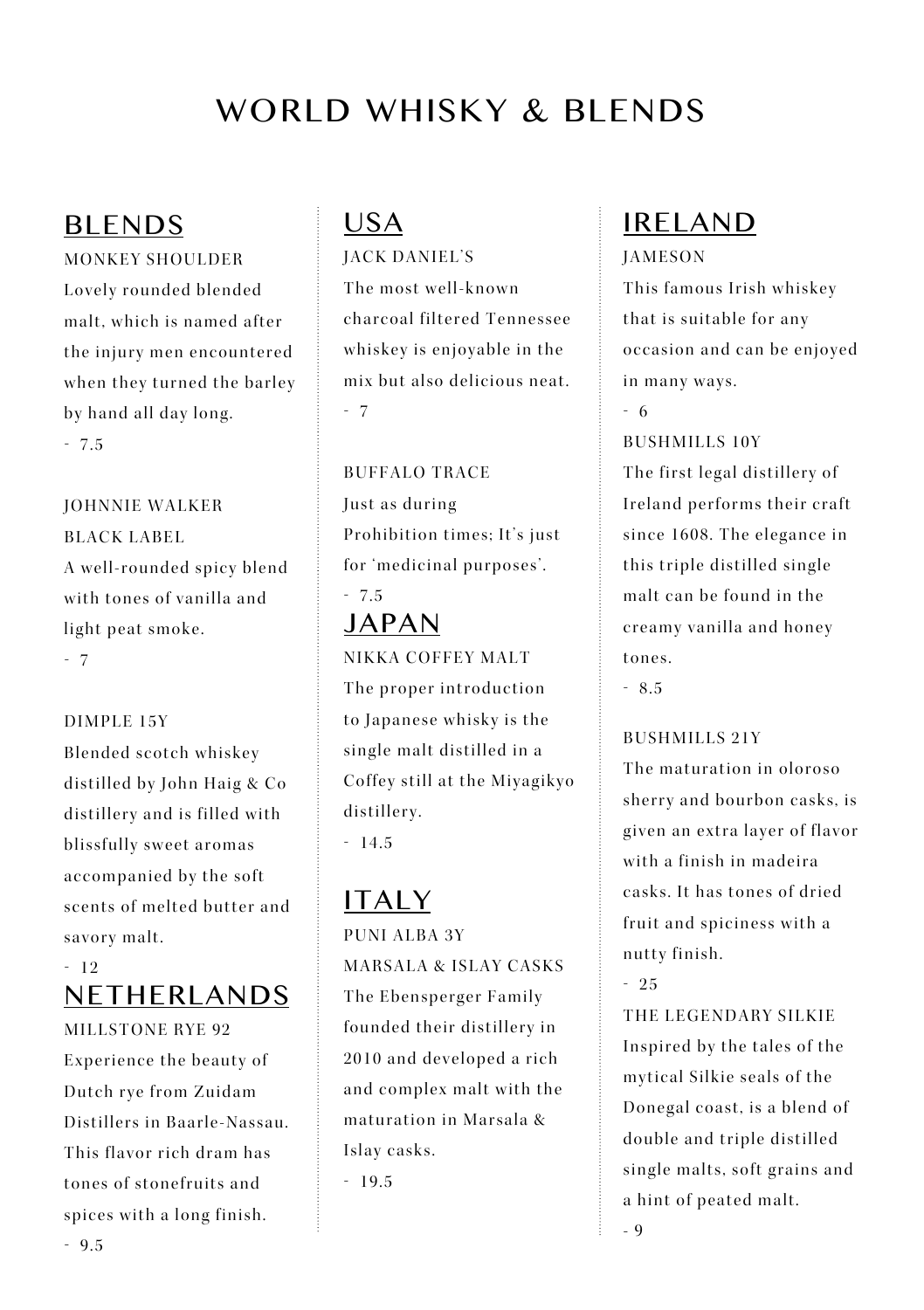# WORLD WHISKY & BLENDS

## BLENDS

MONKEY SHOULDER

Lovely rounded blended malt, which is named after the injury men encountered when they turned the barley by hand all day long.

\- 7.5

JOHNNIE WALKER BLACK LABEL

A well-rounded spicy blend with tones of vanilla and light peat smoke.

\- 7

DIMPLE 15Y

Blended scotch whiskey distilled by John Haig & Co distillery and is filled with blissfully sweet aromas accompanied by the soft scents of melted butter and savory malt.

\- 12

## NETHERLANDS

MILLSTONE RYE 92

Experience the beauty of Dutch rye from Zuidam Distillers in Baarle-Nassau. This flavor rich dram has tones of stonefruits and spices with a long finish.

\- 9.5

## USA

JACK DANIEL'S

The most well-known charcoal filtered Tennessee whiskey is enjoyable in the mix but also delicious neat.

\- 7

BUFFALO TRACE

Just as during Prohibition times; It's just for 'medicinal purposes'.

\- 7.5

## JAPAN

NIKKA COFFEY MALT

The proper introduction to Japanese whisky is the single malt distilled in a Coffey still at the Miyagikyo distillery.

\- 14.5

## ITALY

PUNI ALBA 3Y MARSALA & ISLAY CASKS

The Ebensperger Family founded their distillery in 2010 and developed a rich and complex malt with the maturation in Marsala & Islay casks.

\- 19.5

## IRELAND

JAMESON

This famous Irish whiskey that is suitable for any occasion and can be enjoyed in many ways.

\- 6

BUSHMILLS 10Y

The first legal distillery of Ireland performs their craft since 1608. The elegance in this triple distilled single malt can be found in the creamy vanilla and honey tones.

\- 8.5

BUSHMILLS 21Y

The maturation in oloroso sherry and bourbon casks, is given an extra layer of flavor with a finish in madeira casks. It has tones of dried fruit and spiciness with a nutty finish.

\- 25

THE LEGENDARY SILKIE

Inspired by the tales of the mytical Silkie seals of the Donegal coast, is a blend of double and triple distilled single malts, soft grains and a hint of peated malt.

\- 9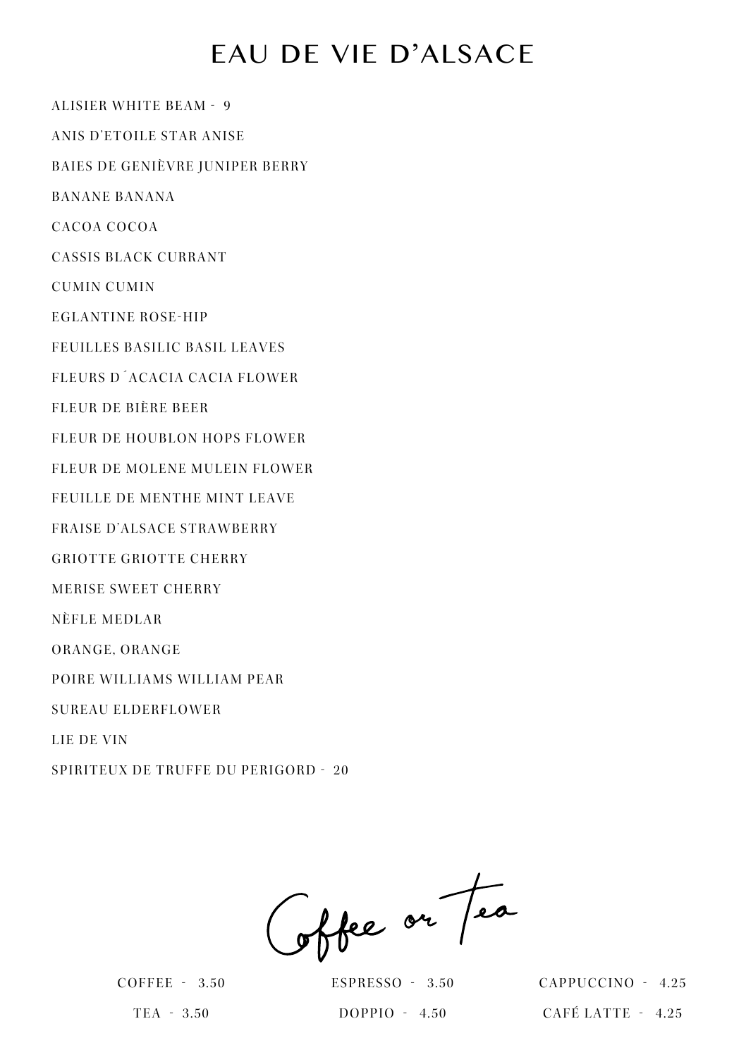# EAU DE VIE D'ALSACE

ALISIER WHITE BEAM - 9

ANIS D'ETOILE STAR ANISE

BAIES DE GENIÈVRE JUNIPER BERRY

BANANE BANANA

CACOA COCOA

CASSIS BLACK CURRANT

CUMIN CUMIN

EGLANTINE ROSE-HIP

FEUILLES BASILIC BASIL LEAVES

FLEURS D´ACACIA CACIA FLOWER

FLEUR DE BIÈRE BEER

FLEUR DE HOUBLON HOPS FLOWER

FLEUR DE MOLENE MULEIN FLOWER

FEUILLE DE MENTHE MINT LEAVE

FRAISE D'ALSACE STRAWBERRY

GRIOTTE GRIOTTE CHERRY

MERISE SWEET CHERRY

NÈFLE MEDLAR

ORANGE, ORANGE

POIRE WILLIAMS WILLIAM PEAR

SUREAU ELDERFLOWER

LIE DE VIN

SPIRITEUX DE TRUFFE DU PERIGORD - 20

## Coffee or Tea

COFFEE - 3.50

TEA - 3.50

ESPRESSO - 3.50

DOPPIO - 4.50

CAPPUCCINO - 4.25

CAFÉ LATTE - 4.25